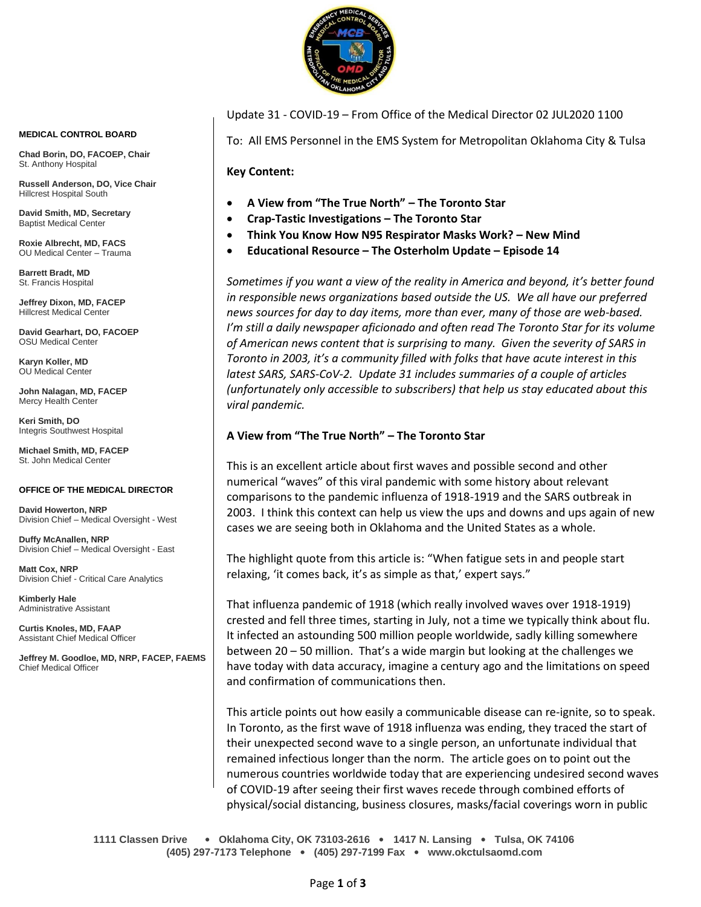**MEDICAL CONTROL BOARD**

**Chad Borin, DO, FACOEP, Chair**
St. Anthony Hospital

**Russell Anderson, DO, Vice Chair**
Hillcrest Hospital South

**David Smith, MD, Secretary**
Baptist Medical Center

**Roxie Albrecht, MD, FACS**
OU Medical Center – Trauma

**Barrett Bradt, MD**
St. Francis Hospital

**Jeffrey Dixon, MD, FACEP**
Hillcrest Medical Center

**David Gearhart, DO, FACOEP**
OSU Medical Center

**Karyn Koller, MD**
OU Medical Center

**John Nalagan, MD, FACEP**
Mercy Health Center

**Keri Smith, DO**
Integris Southwest Hospital

**Michael Smith, MD, FACEP**
St. John Medical Center

**OFFICE OF THE MEDICAL DIRECTOR**

**David Howerton, NRP**
Division Chief – Medical Oversight - West

**Duffy McAnallen, NRP**
Division Chief – Medical Oversight - East

**Matt Cox, NRP**
Division Chief - Critical Care Analytics

**Kimberly Hale**
Administrative Assistant

**Curtis Knoles, MD, FAAP**
Assistant Chief Medical Officer

**Jeffrey M. Goodloe, MD, NRP, FACEP, FAEMS**
Chief Medical Officer

Update 31 - COVID-19 – From Office of the Medical Director 02 JUL2020 1100

To: All EMS Personnel in the EMS System for Metropolitan Oklahoma City & Tulsa

**Key Content:**

- **A View from "The True North" – The Toronto Star**
- **Crap-Tastic Investigations – The Toronto Star**
- **Think You Know How N95 Respirator Masks Work? – New Mind**
- **Educational Resource – The Osterholm Update – Episode 14**

*Sometimes if you want a view of the reality in America and beyond, it's better found in responsible news organizations based outside the US. We all have our preferred news sources for day to day items, more than ever, many of those are web-based. I'm still a daily newspaper aficionado and often read The Toronto Star for its volume of American news content that is surprising to many. Given the severity of SARS in Toronto in 2003, it's a community filled with folks that have acute interest in this latest SARS, SARS-CoV-2. Update 31 includes summaries of a couple of articles (unfortunately only accessible to subscribers) that help us stay educated about this viral pandemic.*

## A View from "The True North" – The Toronto Star

This is an excellent article about first waves and possible second and other numerical "waves" of this viral pandemic with some history about relevant comparisons to the pandemic influenza of 1918-1919 and the SARS outbreak in 2003. I think this context can help us view the ups and downs and ups again of new cases we are seeing both in Oklahoma and the United States as a whole.

The highlight quote from this article is: "When fatigue sets in and people start relaxing, 'it comes back, it's as simple as that,' expert says."

That influenza pandemic of 1918 (which really involved waves over 1918-1919) crested and fell three times, starting in July, not a time we typically think about flu. It infected an astounding 500 million people worldwide, sadly killing somewhere between 20 – 50 million. That's a wide margin but looking at the challenges we have today with data accuracy, imagine a century ago and the limitations on speed and confirmation of communications then.

This article points out how easily a communicable disease can re-ignite, so to speak. In Toronto, as the first wave of 1918 influenza was ending, they traced the start of their unexpected second wave to a single person, an unfortunate individual that remained infectious longer than the norm. The article goes on to point out the numerous countries worldwide today that are experiencing undesired second waves of COVID-19 after seeing their first waves recede through combined efforts of physical/social distancing, business closures, masks/facial coverings worn in public

1111 Classen Drive • Oklahoma City, OK 73103-2616 • 1417 N. Lansing • Tulsa, OK 74106
(405) 297-7173 Telephone • (405) 297-7199 Fax • www.okctulsaomd.com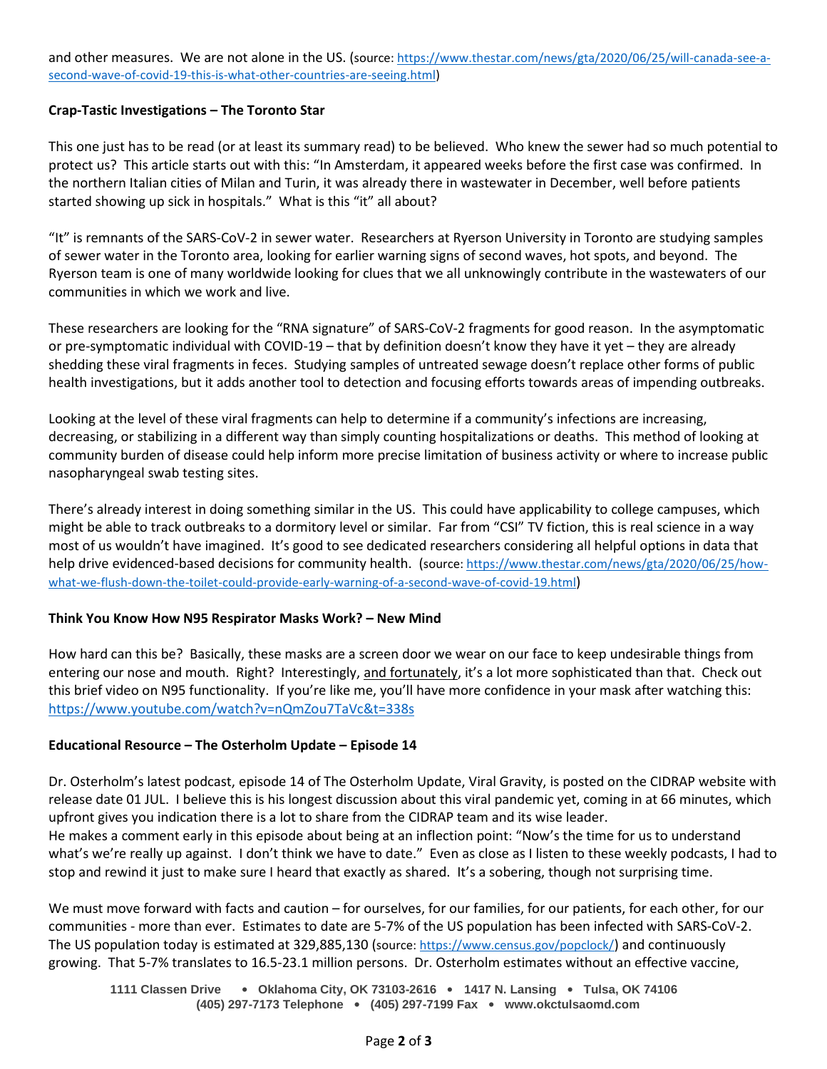and other measures. We are not alone in the US. (source: https://www.thestar.com/news/gta/2020/06/25/will-canada-see-a-second-wave-of-covid-19-this-is-what-other-countries-are-seeing.html)

**Crap-Tastic Investigations – The Toronto Star**

This one just has to be read (or at least its summary read) to be believed. Who knew the sewer had so much potential to protect us? This article starts out with this: "In Amsterdam, it appeared weeks before the first case was confirmed. In the northern Italian cities of Milan and Turin, it was already there in wastewater in December, well before patients started showing up sick in hospitals." What is this "it" all about?

"It" is remnants of the SARS-CoV-2 in sewer water. Researchers at Ryerson University in Toronto are studying samples of sewer water in the Toronto area, looking for earlier warning signs of second waves, hot spots, and beyond. The Ryerson team is one of many worldwide looking for clues that we all unknowingly contribute in the wastewaters of our communities in which we work and live.

These researchers are looking for the "RNA signature" of SARS-CoV-2 fragments for good reason. In the asymptomatic or pre-symptomatic individual with COVID-19 – that by definition doesn't know they have it yet – they are already shedding these viral fragments in feces. Studying samples of untreated sewage doesn't replace other forms of public health investigations, but it adds another tool to detection and focusing efforts towards areas of impending outbreaks.

Looking at the level of these viral fragments can help to determine if a community's infections are increasing, decreasing, or stabilizing in a different way than simply counting hospitalizations or deaths. This method of looking at community burden of disease could help inform more precise limitation of business activity or where to increase public nasopharyngeal swab testing sites.

There's already interest in doing something similar in the US. This could have applicability to college campuses, which might be able to track outbreaks to a dormitory level or similar. Far from "CSI" TV fiction, this is real science in a way most of us wouldn't have imagined. It's good to see dedicated researchers considering all helpful options in data that help drive evidenced-based decisions for community health. (source: https://www.thestar.com/news/gta/2020/06/25/how-what-we-flush-down-the-toilet-could-provide-early-warning-of-a-second-wave-of-covid-19.html)

**Think You Know How N95 Respirator Masks Work? – New Mind**

How hard can this be? Basically, these masks are a screen door we wear on our face to keep undesirable things from entering our nose and mouth. Right? Interestingly, and fortunately, it's a lot more sophisticated than that. Check out this brief video on N95 functionality. If you're like me, you'll have more confidence in your mask after watching this: https://www.youtube.com/watch?v=nQmZou7TaVc&t=338s

**Educational Resource – The Osterholm Update – Episode 14**

Dr. Osterholm's latest podcast, episode 14 of The Osterholm Update, Viral Gravity, is posted on the CIDRAP website with release date 01 JUL. I believe this is his longest discussion about this viral pandemic yet, coming in at 66 minutes, which upfront gives you indication there is a lot to share from the CIDRAP team and its wise leader.
He makes a comment early in this episode about being at an inflection point: "Now's the time for us to understand what's we're really up against. I don't think we have to date." Even as close as I listen to these weekly podcasts, I had to stop and rewind it just to make sure I heard that exactly as shared. It's a sobering, though not surprising time.

We must move forward with facts and caution – for ourselves, for our families, for our patients, for each other, for our communities - more than ever. Estimates to date are 5-7% of the US population has been infected with SARS-CoV-2. The US population today is estimated at 329,885,130 (source: https://www.census.gov/popclock/) and continuously growing. That 5-7% translates to 16.5-23.1 million persons. Dr. Osterholm estimates without an effective vaccine,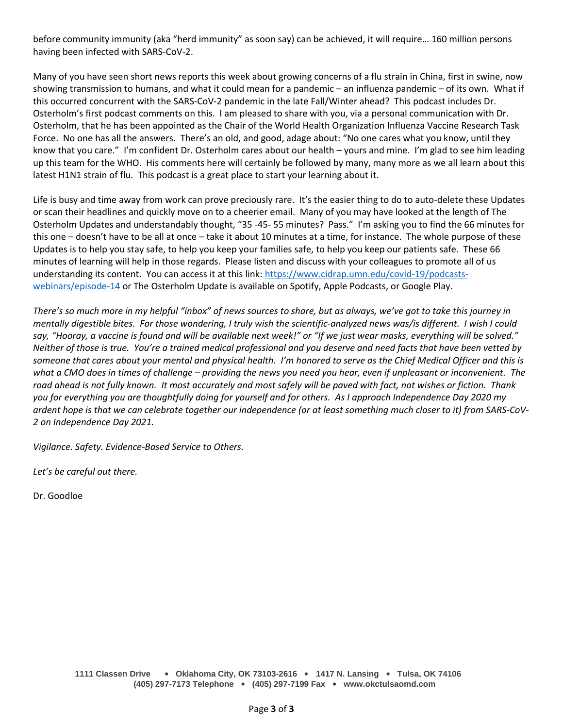before community immunity (aka "herd immunity" as soon say) can be achieved, it will require… 160 million persons having been infected with SARS-CoV-2.

Many of you have seen short news reports this week about growing concerns of a flu strain in China, first in swine, now showing transmission to humans, and what it could mean for a pandemic – an influenza pandemic – of its own. What if this occurred concurrent with the SARS-CoV-2 pandemic in the late Fall/Winter ahead? This podcast includes Dr. Osterholm's first podcast comments on this. I am pleased to share with you, via a personal communication with Dr. Osterholm, that he has been appointed as the Chair of the World Health Organization Influenza Vaccine Research Task Force. No one has all the answers. There's an old, and good, adage about: "No one cares what you know, until they know that you care." I'm confident Dr. Osterholm cares about our health – yours and mine. I'm glad to see him leading up this team for the WHO. His comments here will certainly be followed by many, many more as we all learn about this latest H1N1 strain of flu. This podcast is a great place to start your learning about it.

Life is busy and time away from work can prove preciously rare. It's the easier thing to do to auto-delete these Updates or scan their headlines and quickly move on to a cheerier email. Many of you may have looked at the length of The Osterholm Updates and understandably thought, "35 -45- 55 minutes? Pass." I'm asking you to find the 66 minutes for this one – doesn't have to be all at once – take it about 10 minutes at a time, for instance. The whole purpose of these Updates is to help you stay safe, to help you keep your families safe, to help you keep our patients safe. These 66 minutes of learning will help in those regards. Please listen and discuss with your colleagues to promote all of us understanding its content. You can access it at this link: [https://www.cidrap.umn.edu/covid-19/podcasts-webinars/episode-14](https://www.cidrap.umn.edu/covid-19/podcasts-webinars/episode-14) or The Osterholm Update is available on Spotify, Apple Podcasts, or Google Play.

*There's so much more in my helpful "inbox" of news sources to share, but as always, we've got to take this journey in mentally digestible bites. For those wondering, I truly wish the scientific-analyzed news was/is different. I wish I could say, "Hooray, a vaccine is found and will be available next week!" or "If we just wear masks, everything will be solved." Neither of those is true. You're a trained medical professional and you deserve and need facts that have been vetted by someone that cares about your mental and physical health. I'm honored to serve as the Chief Medical Officer and this is what a CMO does in times of challenge – providing the news you need you hear, even if unpleasant or inconvenient. The road ahead is not fully known. It most accurately and most safely will be paved with fact, not wishes or fiction. Thank you for everything you are thoughtfully doing for yourself and for others. As I approach Independence Day 2020 my ardent hope is that we can celebrate together our independence (or at least something much closer to it) from SARS-CoV-2 on Independence Day 2021.*

*Vigilance. Safety. Evidence-Based Service to Others.*

*Let's be careful out there.*

Dr. Goodloe

**1111 Classen Drive • Oklahoma City, OK 73103-2616 • 1417 N. Lansing • Tulsa, OK 74106**
**(405) 297-7173 Telephone • (405) 297-7199 Fax • www.okctulsaomd.com**